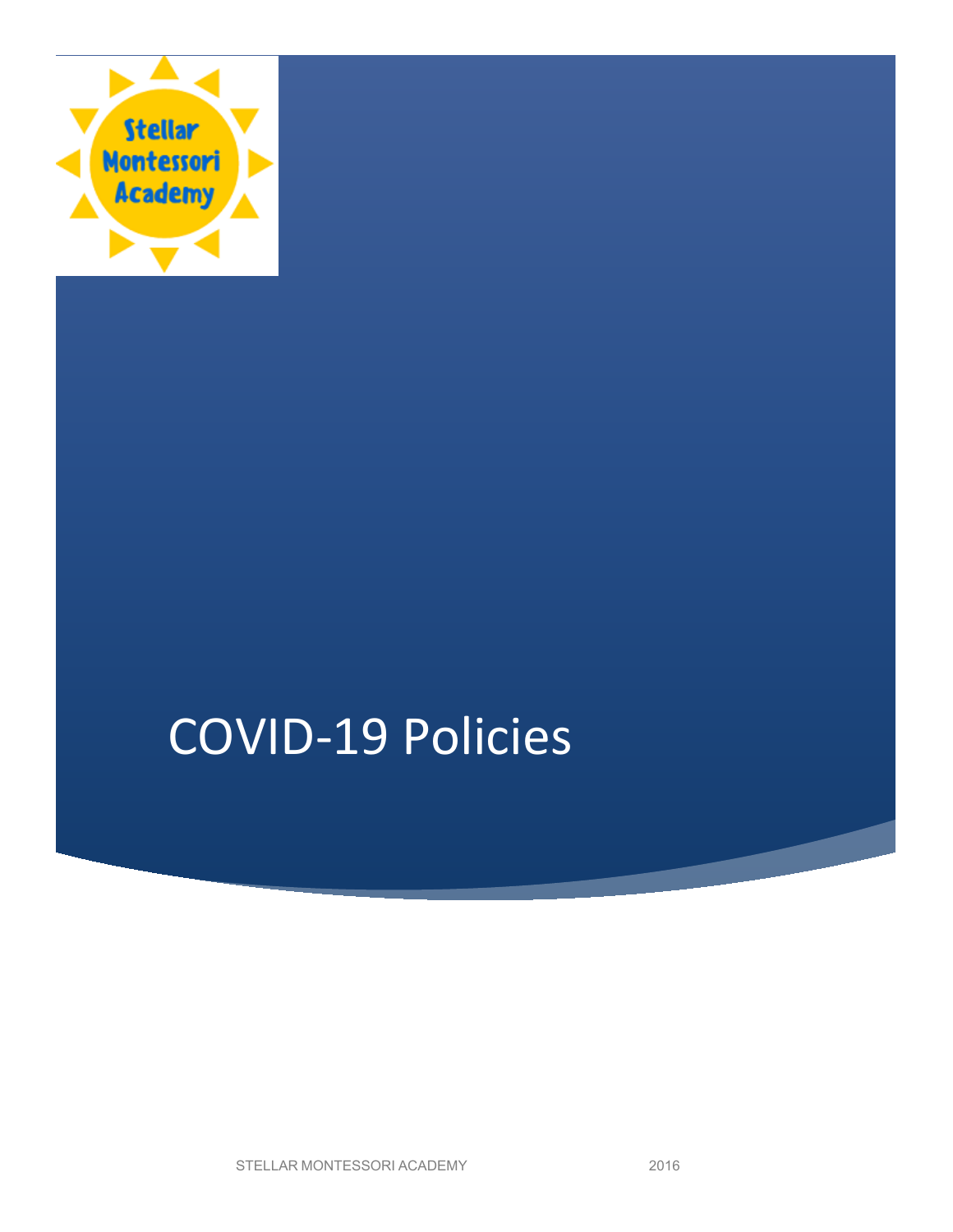Stellar Montessori Academy

# COVID-19 Policies

STELLAR MONTESSORI ACADEMY 2016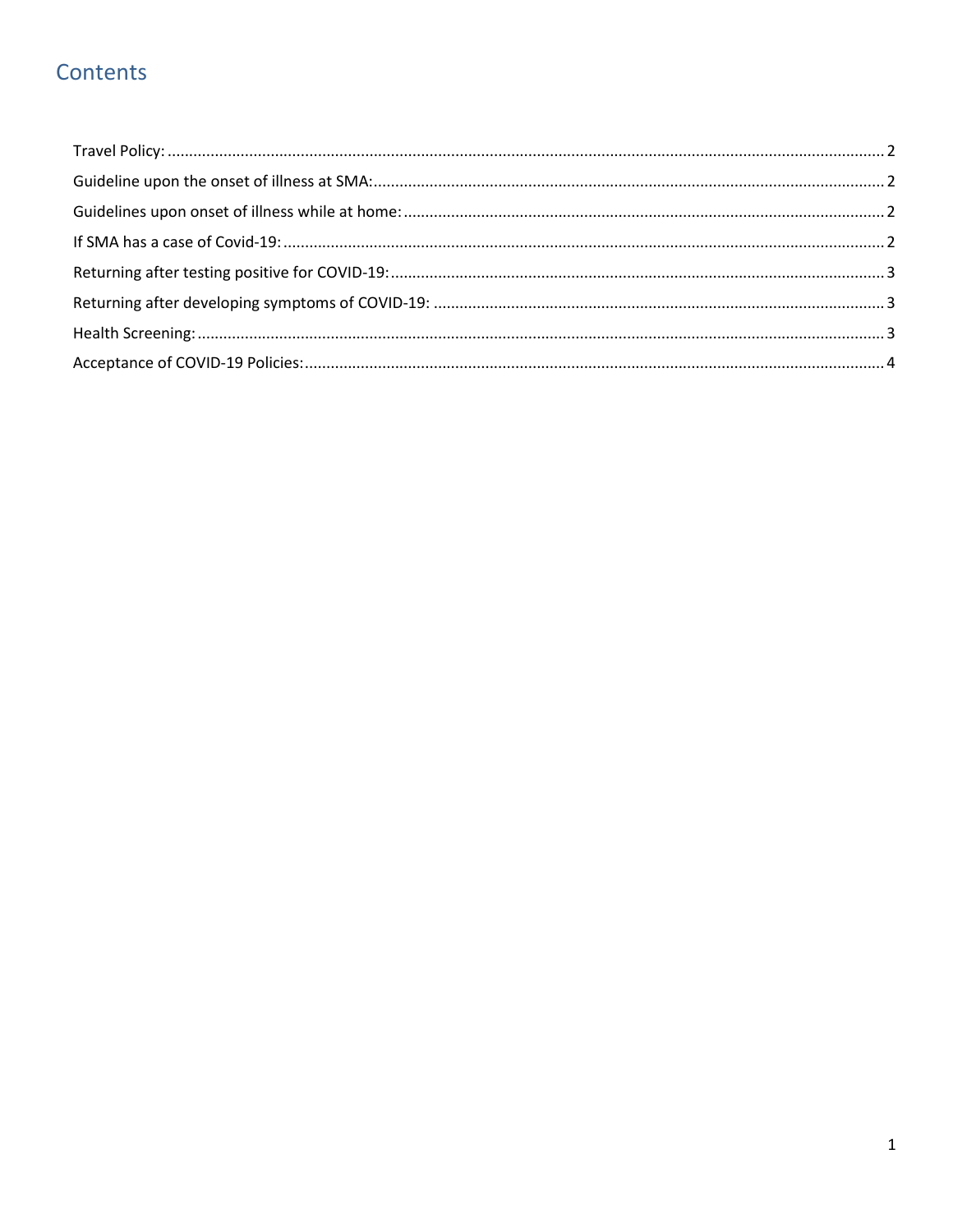# Contents

Travel Policy: .......... 2
Guideline upon the onset of illness at SMA: .......... 2
Guidelines upon onset of illness while at home: .......... 2
If SMA has a case of Covid-19: .......... 2
Returning after testing positive for COVID-19: .......... 3
Returning after developing symptoms of COVID-19: .......... 3
Health Screening: .......... 3
Acceptance of COVID-19 Policies: .......... 4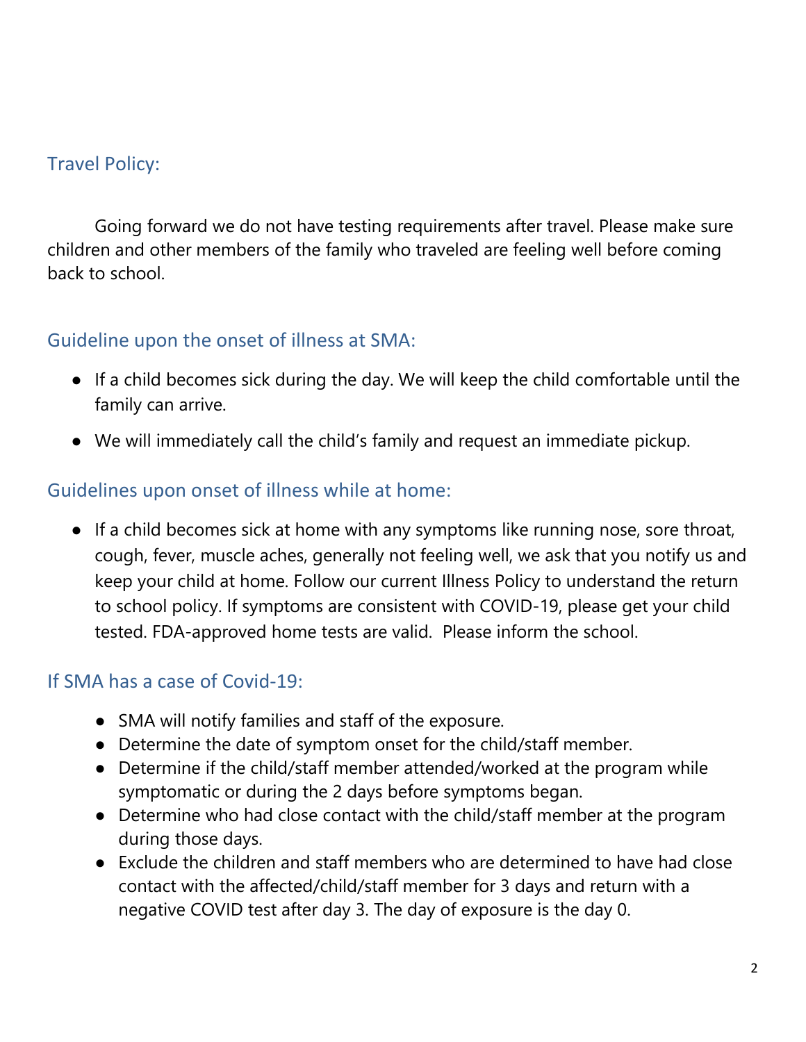## Travel Policy:

Going forward we do not have testing requirements after travel. Please make sure children and other members of the family who traveled are feeling well before coming back to school.

## Guideline upon the onset of illness at SMA:

- If a child becomes sick during the day. We will keep the child comfortable until the family can arrive.
- We will immediately call the child's family and request an immediate pickup.

## Guidelines upon onset of illness while at home:

- If a child becomes sick at home with any symptoms like running nose, sore throat, cough, fever, muscle aches, generally not feeling well, we ask that you notify us and keep your child at home. Follow our current Illness Policy to understand the return to school policy. If symptoms are consistent with COVID-19, please get your child tested. FDA-approved home tests are valid. Please inform the school.

## If SMA has a case of Covid-19:

- SMA will notify families and staff of the exposure.
- Determine the date of symptom onset for the child/staff member.
- Determine if the child/staff member attended/worked at the program while symptomatic or during the 2 days before symptoms began.
- Determine who had close contact with the child/staff member at the program during those days.
- Exclude the children and staff members who are determined to have had close contact with the affected/child/staff member for 3 days and return with a negative COVID test after day 3. The day of exposure is the day 0.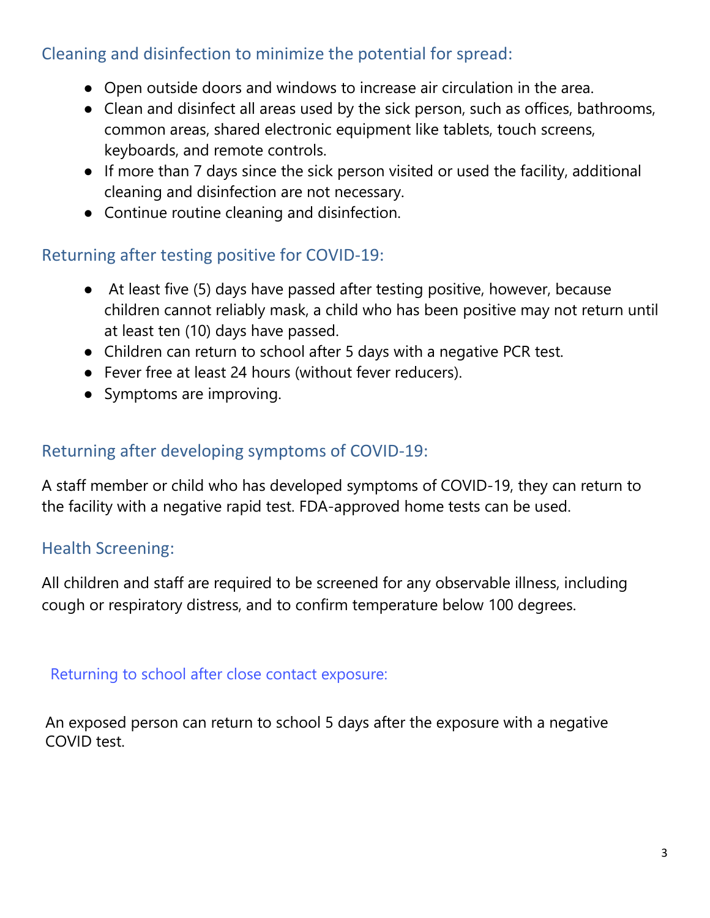## Cleaning and disinfection to minimize the potential for spread:

- Open outside doors and windows to increase air circulation in the area.
- Clean and disinfect all areas used by the sick person, such as offices, bathrooms, common areas, shared electronic equipment like tablets, touch screens, keyboards, and remote controls.
- If more than 7 days since the sick person visited or used the facility, additional cleaning and disinfection are not necessary.
- Continue routine cleaning and disinfection.

## Returning after testing positive for COVID-19:

- At least five (5) days have passed after testing positive, however, because children cannot reliably mask, a child who has been positive may not return until at least ten (10) days have passed.
- Children can return to school after 5 days with a negative PCR test.
- Fever free at least 24 hours (without fever reducers).
- Symptoms are improving.

## Returning after developing symptoms of COVID-19:

A staff member or child who has developed symptoms of COVID-19, they can return to the facility with a negative rapid test. FDA-approved home tests can be used.

## Health Screening:

All children and staff are required to be screened for any observable illness, including cough or respiratory distress, and to confirm temperature below 100 degrees.

## Returning to school after close contact exposure:

An exposed person can return to school 5 days after the exposure with a negative COVID test.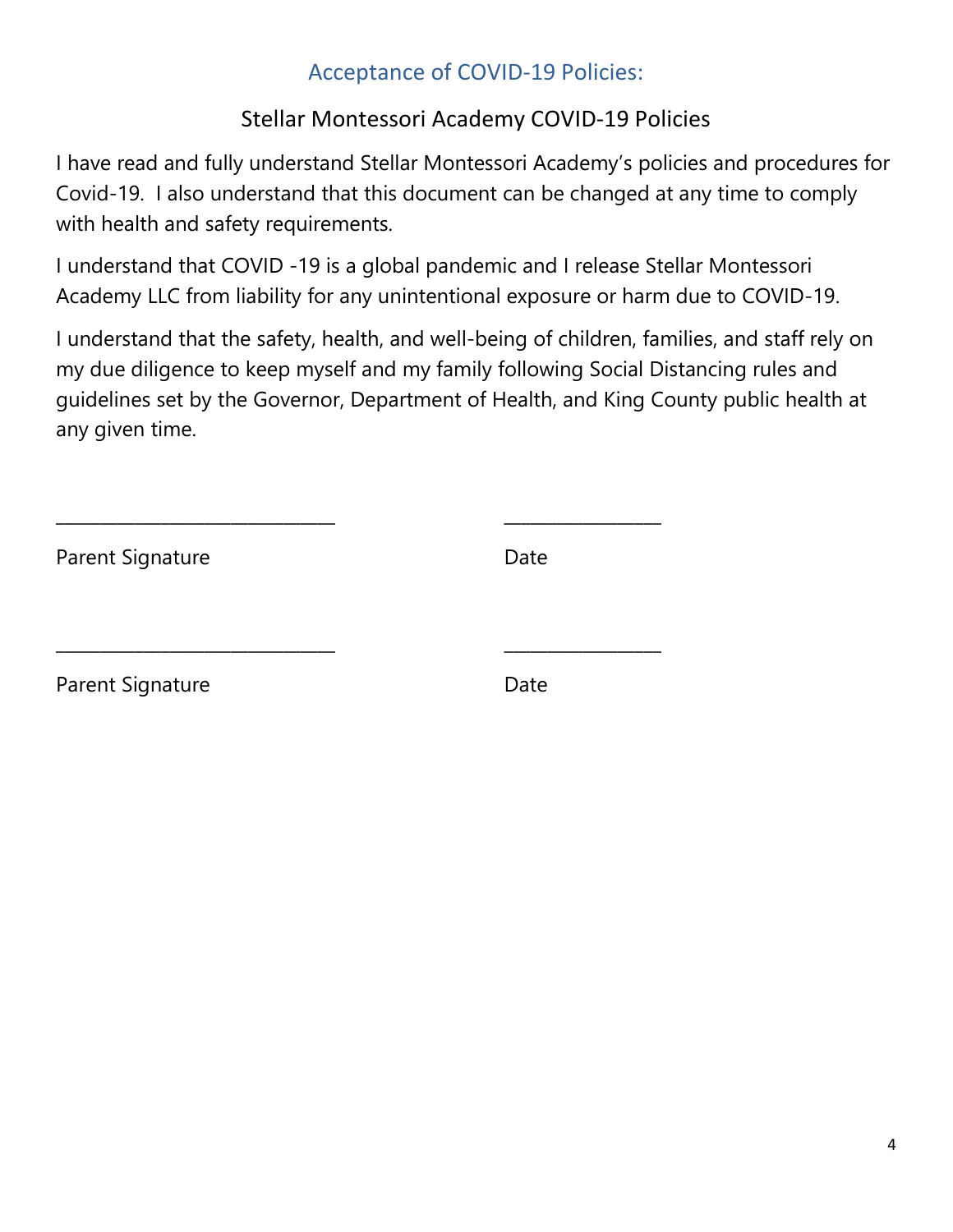## Acceptance of COVID-19 Policies:

### Stellar Montessori Academy COVID-19 Policies

I have read and fully understand Stellar Montessori Academy's policies and procedures for Covid-19. I also understand that this document can be changed at any time to comply with health and safety requirements.

I understand that COVID -19 is a global pandemic and I release Stellar Montessori Academy LLC from liability for any unintentional exposure or harm due to COVID-19.

I understand that the safety, health, and well-being of children, families, and staff rely on my due diligence to keep myself and my family following Social Distancing rules and guidelines set by the Governor, Department of Health, and King County public health at any given time.

______________________________ ________________

Parent Signature Date

______________________________ ________________

Parent Signature Date